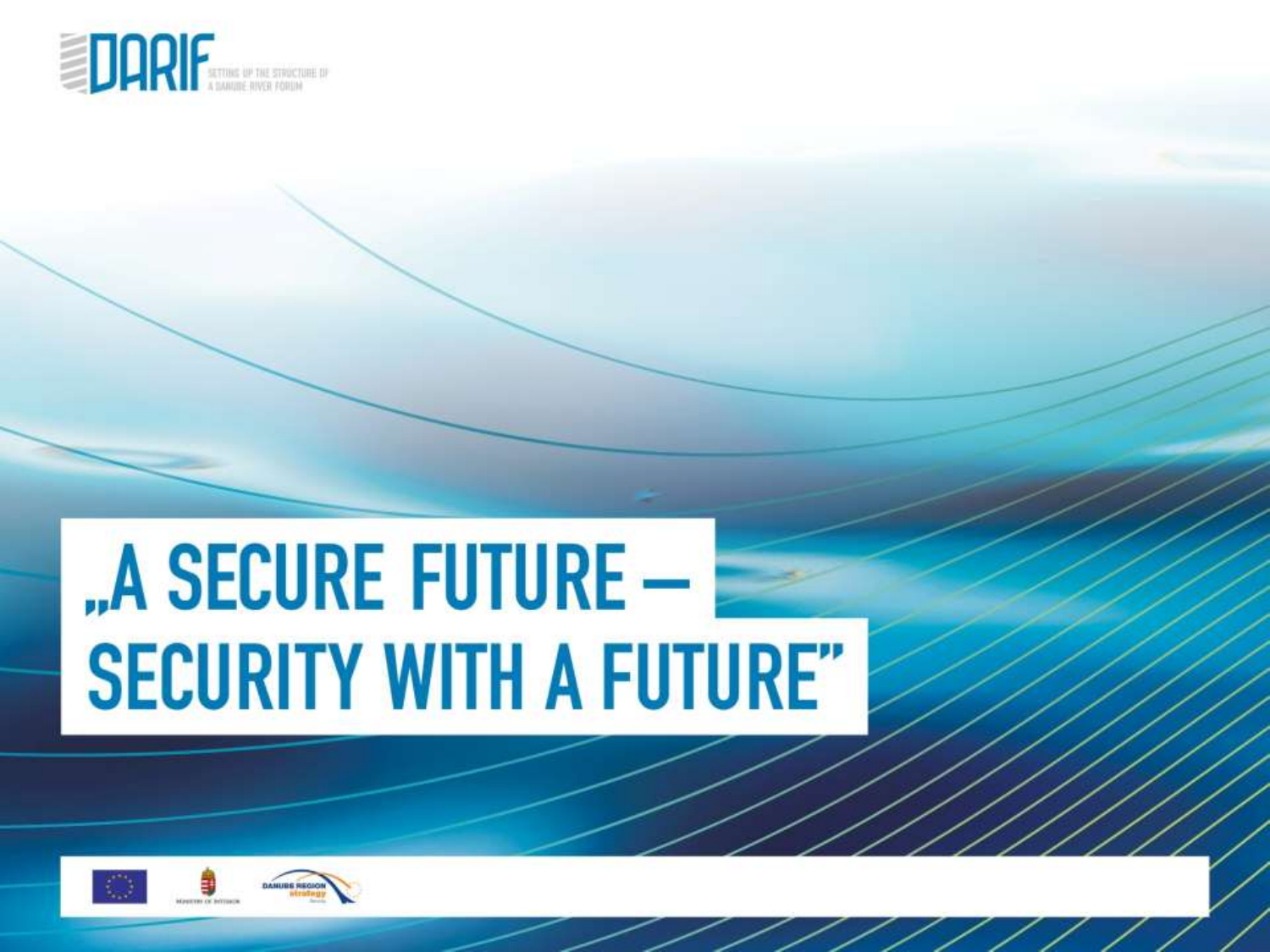DARIF SETTING UP THE STRUCTURE OF A DANUBE RIVER FORUM

# „A SECURE FUTURE – SECURITY WITH A FUTURE"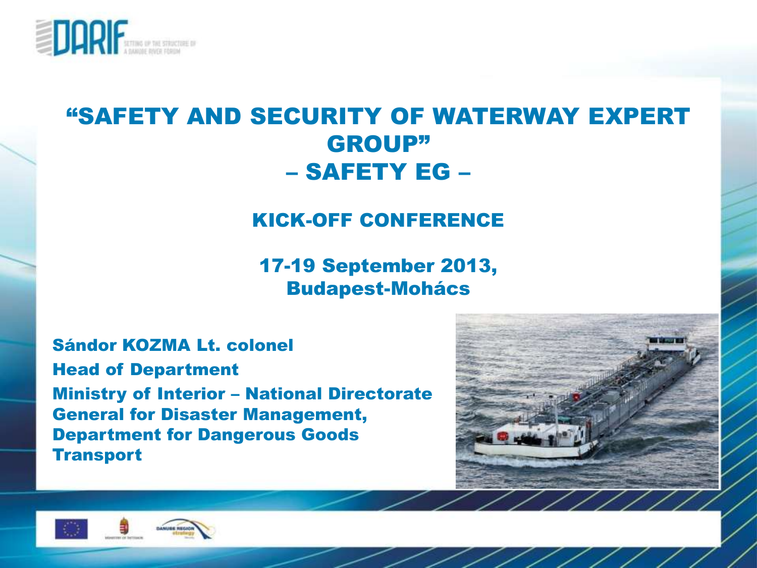# "SAFETY AND SECURITY OF WATERWAY EXPERT GROUP"
# – SAFETY EG –

## KICK-OFF CONFERENCE

**17-19 September 2013, Budapest-Mohács**

**Sándor KOZMA Lt. colonel**
**Head of Department**
**Ministry of Interior – National Directorate General for Disaster Management, Department for Dangerous Goods Transport**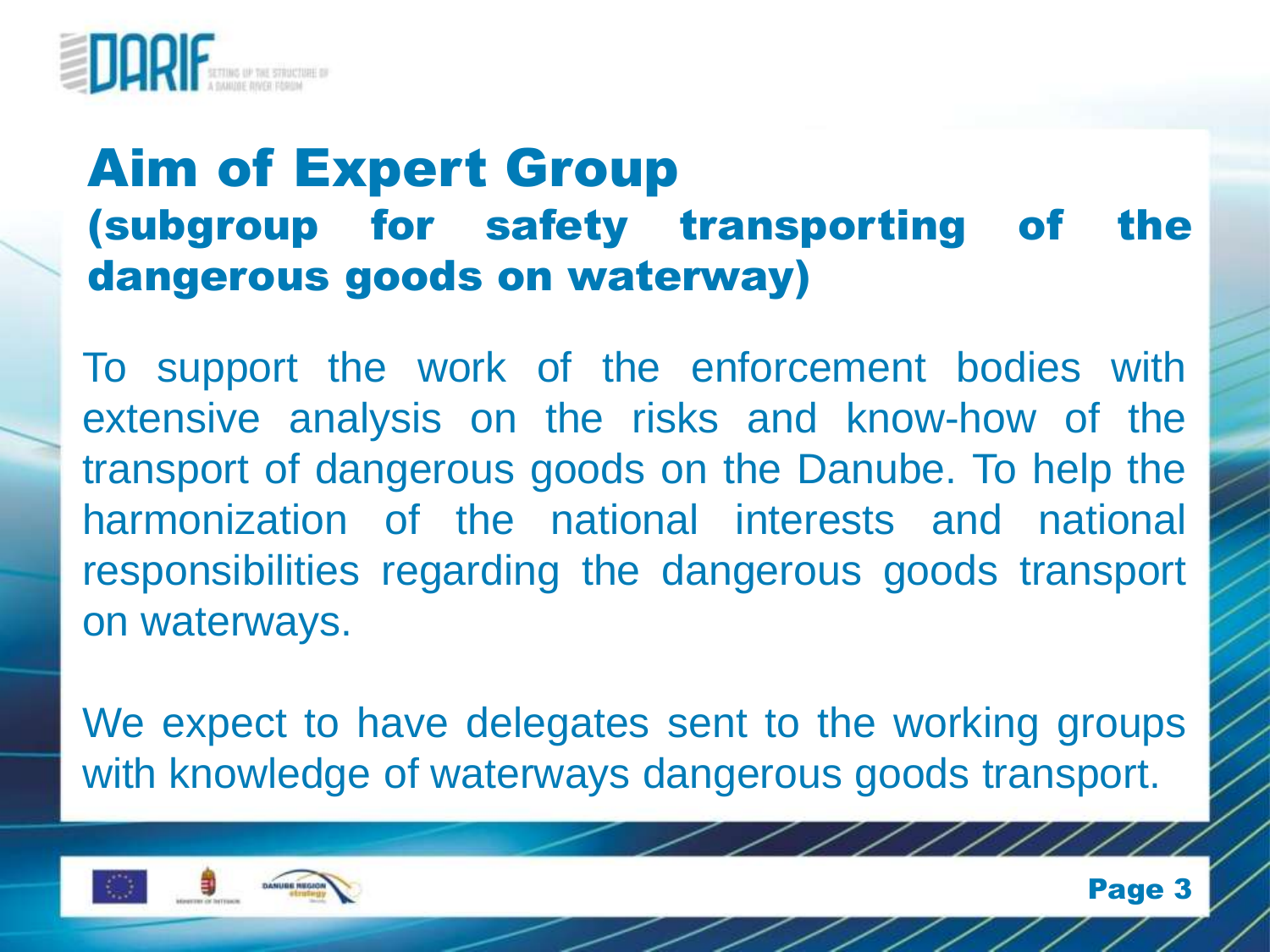# Aim of Expert Group
## (subgroup for safety transporting of the dangerous goods on waterway)

To support the work of the enforcement bodies with extensive analysis on the risks and know-how of the transport of dangerous goods on the Danube. To help the harmonization of the national interests and national responsibilities regarding the dangerous goods transport on waterways.

We expect to have delegates sent to the working groups with knowledge of waterways dangerous goods transport.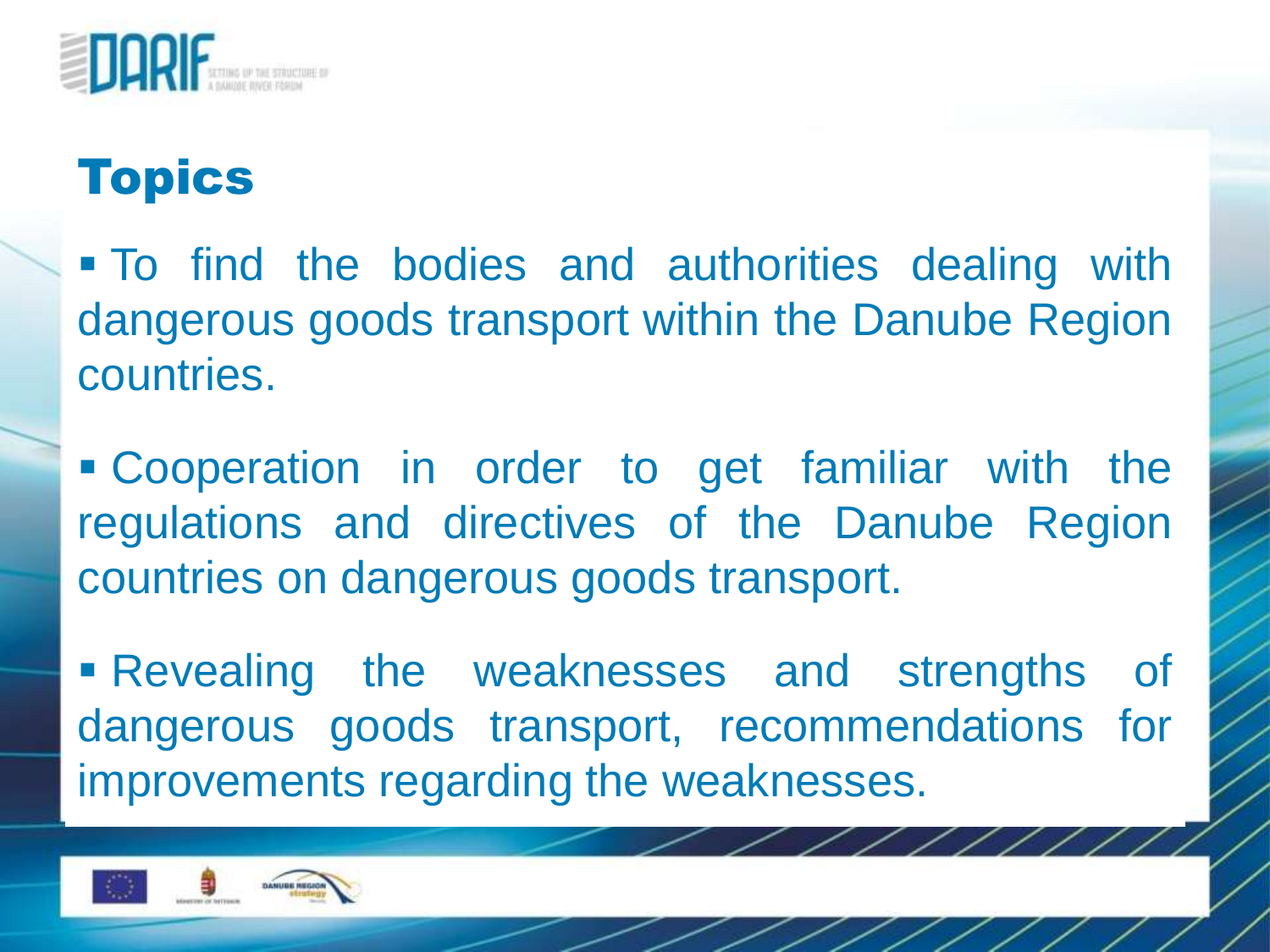# Topics

- To find the bodies and authorities dealing with dangerous goods transport within the Danube Region countries.
- Cooperation in order to get familiar with the regulations and directives of the Danube Region countries on dangerous goods transport.
- Revealing the weaknesses and strengths of dangerous goods transport, recommendations for improvements regarding the weaknesses.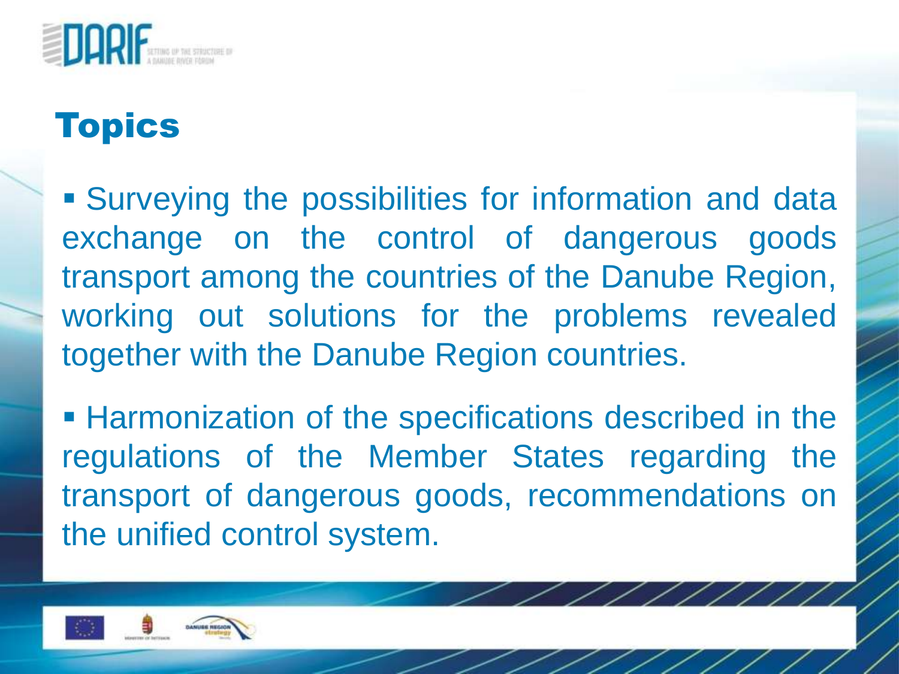## Topics

- Surveying the possibilities for information and data exchange on the control of dangerous goods transport among the countries of the Danube Region, working out solutions for the problems revealed together with the Danube Region countries.

- Harmonization of the specifications described in the regulations of the Member States regarding the transport of dangerous goods, recommendations on the unified control system.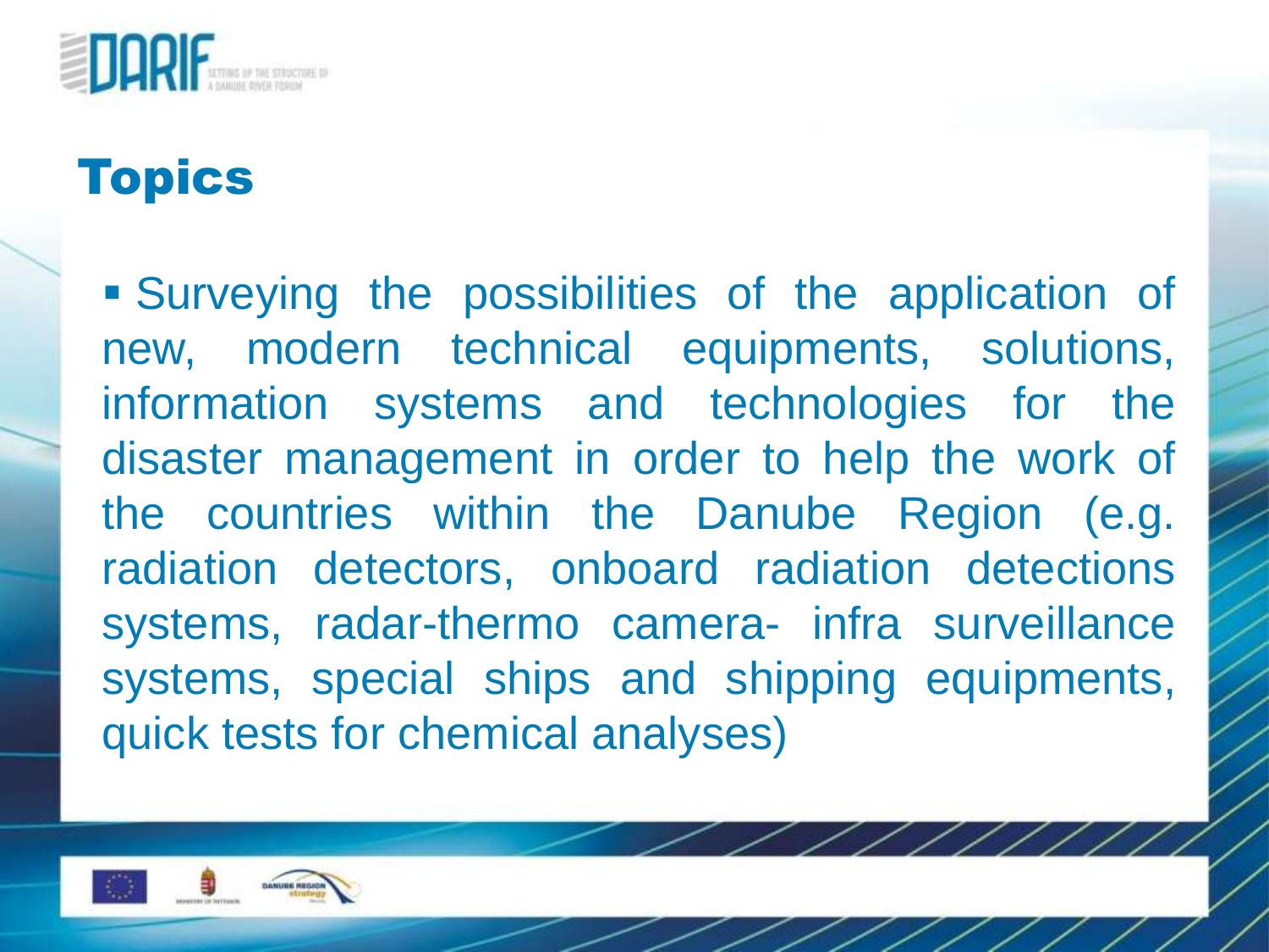# Topics

- Surveying the possibilities of the application of new, modern technical equipments, solutions, information systems and technologies for the disaster management in order to help the work of the countries within the Danube Region (e.g. radiation detectors, onboard radiation detections systems, radar-thermo camera- infra surveillance systems, special ships and shipping equipments, quick tests for chemical analyses)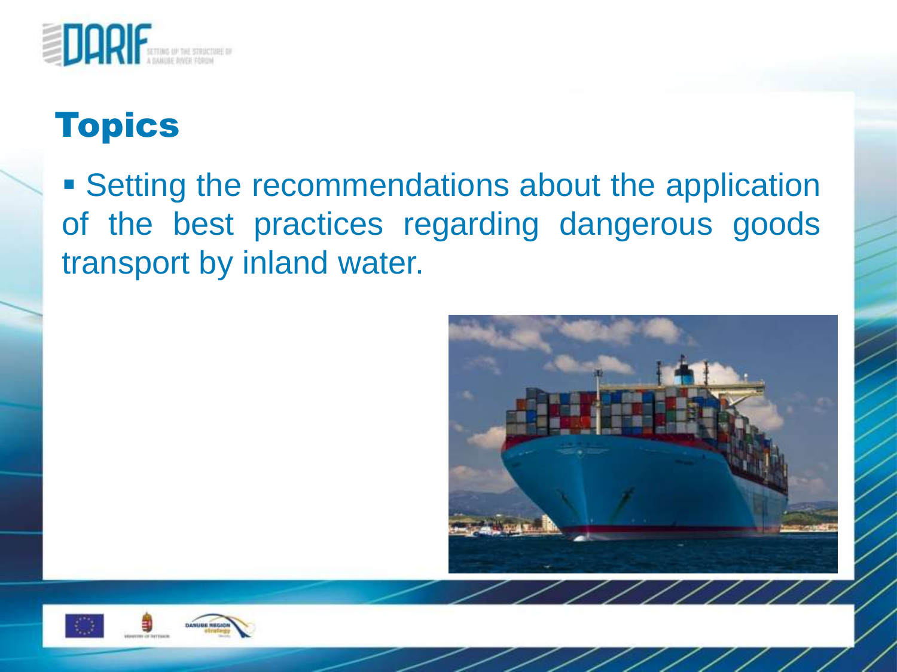# Topics

- Setting the recommendations about the application of the best practices regarding dangerous goods transport by inland water.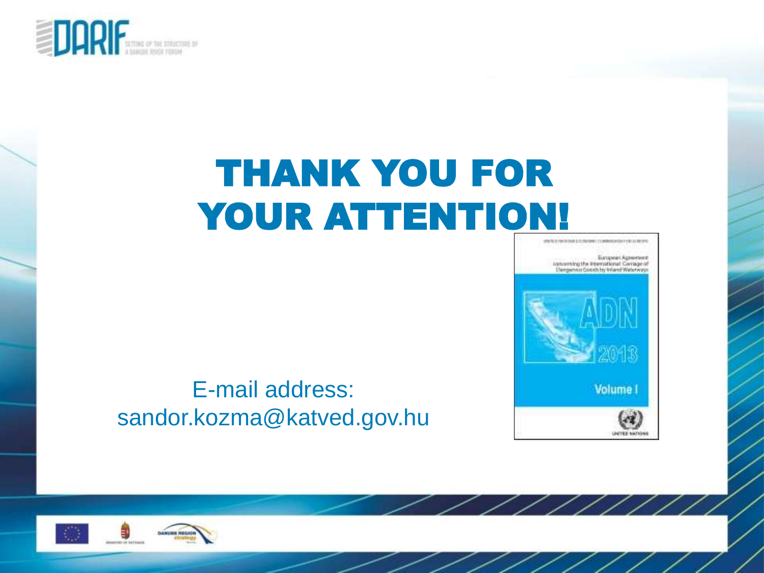# THANK YOU FOR YOUR ATTENTION!

E-mail address:
sandor.kozma@katved.gov.hu